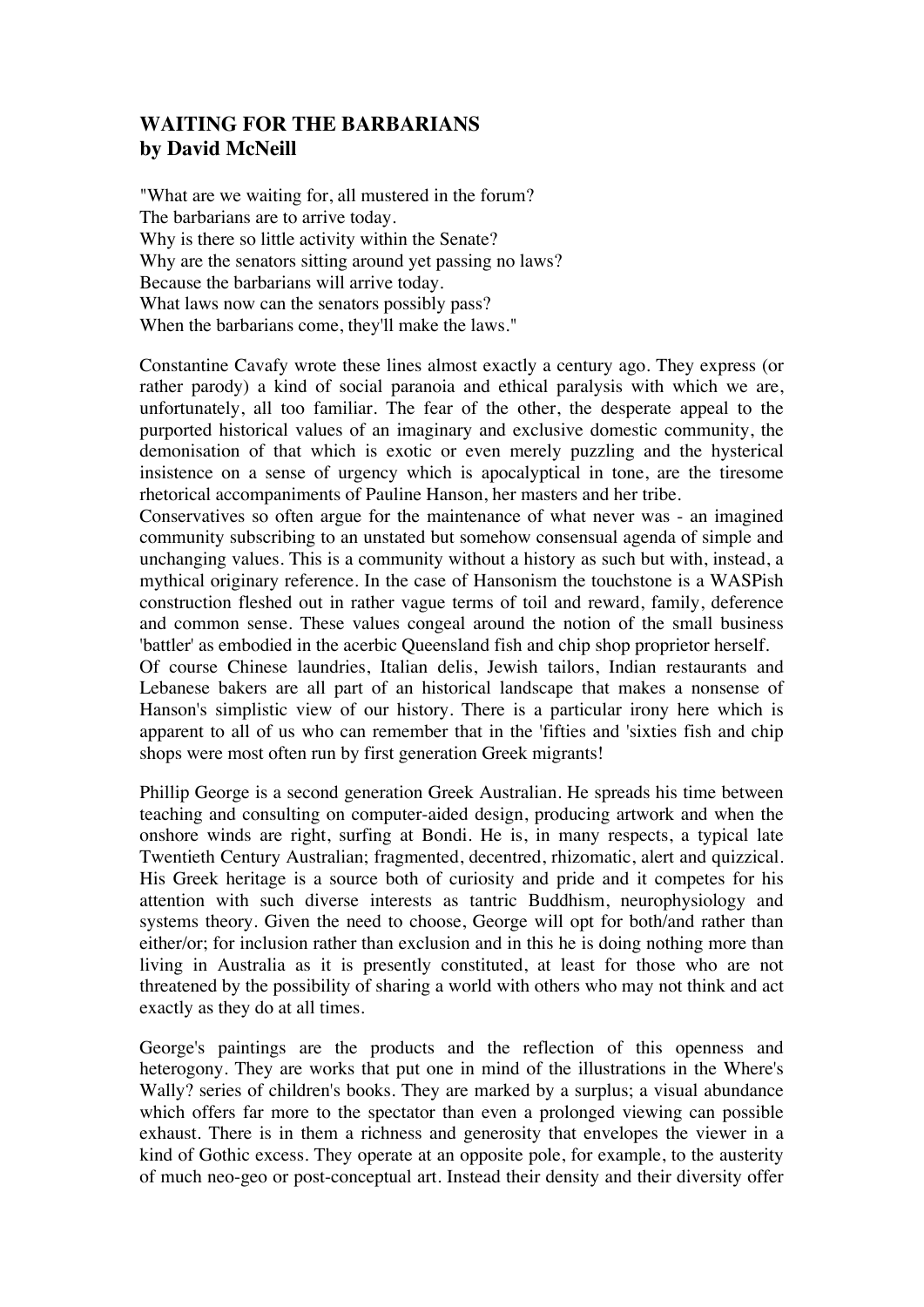# WAITING FOR THE BARBARIANS
## by David McNeill

"What are we waiting for, all mustered in the forum?
The barbarians are to arrive today.
Why is there so little activity within the Senate?
Why are the senators sitting around yet passing no laws?
Because the barbarians will arrive today.
What laws now can the senators possibly pass?
When the barbarians come, they'll make the laws."

Constantine Cavafy wrote these lines almost exactly a century ago. They express (or rather parody) a kind of social paranoia and ethical paralysis with which we are, unfortunately, all too familiar. The fear of the other, the desperate appeal to the purported historical values of an imaginary and exclusive domestic community, the demonisation of that which is exotic or even merely puzzling and the hysterical insistence on a sense of urgency which is apocalyptical in tone, are the tiresome rhetorical accompaniments of Pauline Hanson, her masters and her tribe.

Conservatives so often argue for the maintenance of what never was - an imagined community subscribing to an unstated but somehow consensual agenda of simple and unchanging values. This is a community without a history as such but with, instead, a mythical originary reference. In the case of Hansonism the touchstone is a WASPish construction fleshed out in rather vague terms of toil and reward, family, deference and common sense. These values congeal around the notion of the small business 'battler' as embodied in the acerbic Queensland fish and chip shop proprietor herself.

Of course Chinese laundries, Italian delis, Jewish tailors, Indian restaurants and Lebanese bakers are all part of an historical landscape that makes a nonsense of Hanson's simplistic view of our history. There is a particular irony here which is apparent to all of us who can remember that in the 'fifties and 'sixties fish and chip shops were most often run by first generation Greek migrants!

Phillip George is a second generation Greek Australian. He spreads his time between teaching and consulting on computer-aided design, producing artwork and when the onshore winds are right, surfing at Bondi. He is, in many respects, a typical late Twentieth Century Australian; fragmented, decentred, rhizomatic, alert and quizzical. His Greek heritage is a source both of curiosity and pride and it competes for his attention with such diverse interests as tantric Buddhism, neurophysiology and systems theory. Given the need to choose, George will opt for both/and rather than either/or; for inclusion rather than exclusion and in this he is doing nothing more than living in Australia as it is presently constituted, at least for those who are not threatened by the possibility of sharing a world with others who may not think and act exactly as they do at all times.

George's paintings are the products and the reflection of this openness and heterogony. They are works that put one in mind of the illustrations in the Where's Wally? series of children's books. They are marked by a surplus; a visual abundance which offers far more to the spectator than even a prolonged viewing can possible exhaust. There is in them a richness and generosity that envelopes the viewer in a kind of Gothic excess. They operate at an opposite pole, for example, to the austerity of much neo-geo or post-conceptual art. Instead their density and their diversity offer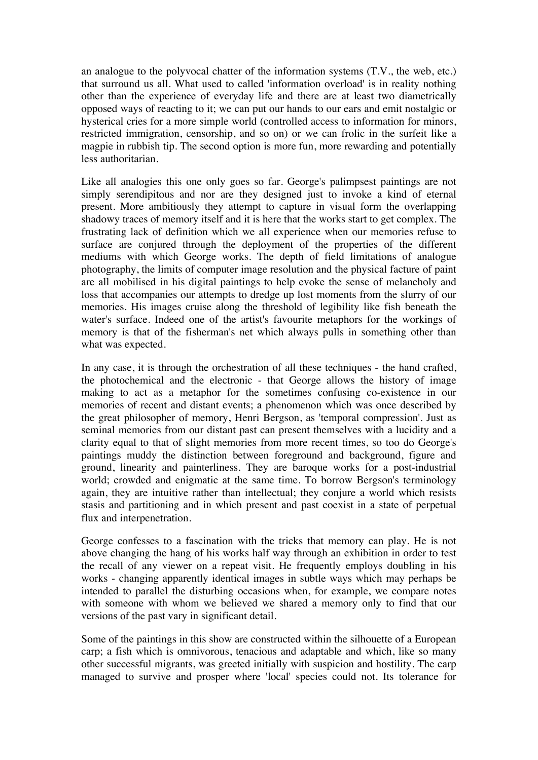an analogue to the polyvocal chatter of the information systems (T.V., the web, etc.) that surround us all. What used to called 'information overload' is in reality nothing other than the experience of everyday life and there are at least two diametrically opposed ways of reacting to it; we can put our hands to our ears and emit nostalgic or hysterical cries for a more simple world (controlled access to information for minors, restricted immigration, censorship, and so on) or we can frolic in the surfeit like a magpie in rubbish tip. The second option is more fun, more rewarding and potentially less authoritarian.

Like all analogies this one only goes so far. George's palimpsest paintings are not simply serendipitous and nor are they designed just to invoke a kind of eternal present. More ambitiously they attempt to capture in visual form the overlapping shadowy traces of memory itself and it is here that the works start to get complex. The frustrating lack of definition which we all experience when our memories refuse to surface are conjured through the deployment of the properties of the different mediums with which George works. The depth of field limitations of analogue photography, the limits of computer image resolution and the physical facture of paint are all mobilised in his digital paintings to help evoke the sense of melancholy and loss that accompanies our attempts to dredge up lost moments from the slurry of our memories. His images cruise along the threshold of legibility like fish beneath the water's surface. Indeed one of the artist's favourite metaphors for the workings of memory is that of the fisherman's net which always pulls in something other than what was expected.

In any case, it is through the orchestration of all these techniques - the hand crafted, the photochemical and the electronic - that George allows the history of image making to act as a metaphor for the sometimes confusing co-existence in our memories of recent and distant events; a phenomenon which was once described by the great philosopher of memory, Henri Bergson, as 'temporal compression'. Just as seminal memories from our distant past can present themselves with a lucidity and a clarity equal to that of slight memories from more recent times, so too do George's paintings muddy the distinction between foreground and background, figure and ground, linearity and painterliness. They are baroque works for a post-industrial world; crowded and enigmatic at the same time. To borrow Bergson's terminology again, they are intuitive rather than intellectual; they conjure a world which resists stasis and partitioning and in which present and past coexist in a state of perpetual flux and interpenetration.

George confesses to a fascination with the tricks that memory can play. He is not above changing the hang of his works half way through an exhibition in order to test the recall of any viewer on a repeat visit. He frequently employs doubling in his works - changing apparently identical images in subtle ways which may perhaps be intended to parallel the disturbing occasions when, for example, we compare notes with someone with whom we believed we shared a memory only to find that our versions of the past vary in significant detail.

Some of the paintings in this show are constructed within the silhouette of a European carp; a fish which is omnivorous, tenacious and adaptable and which, like so many other successful migrants, was greeted initially with suspicion and hostility. The carp managed to survive and prosper where 'local' species could not. Its tolerance for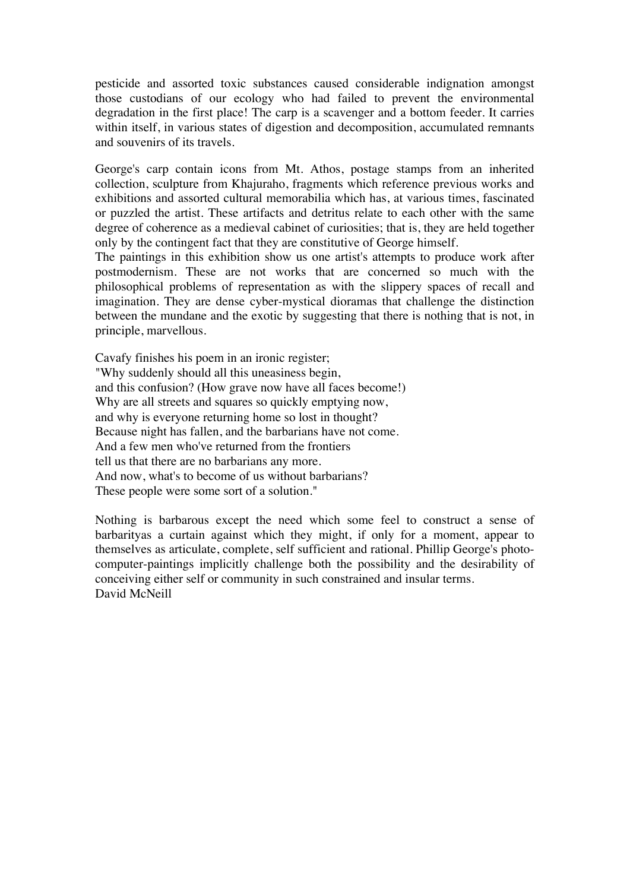pesticide and assorted toxic substances caused considerable indignation amongst those custodians of our ecology who had failed to prevent the environmental degradation in the first place! The carp is a scavenger and a bottom feeder. It carries within itself, in various states of digestion and decomposition, accumulated remnants and souvenirs of its travels.

George's carp contain icons from Mt. Athos, postage stamps from an inherited collection, sculpture from Khajuraho, fragments which reference previous works and exhibitions and assorted cultural memorabilia which has, at various times, fascinated or puzzled the artist. These artifacts and detritus relate to each other with the same degree of coherence as a medieval cabinet of curiosities; that is, they are held together only by the contingent fact that they are constitutive of George himself.
The paintings in this exhibition show us one artist's attempts to produce work after postmodernism. These are not works that are concerned so much with the philosophical problems of representation as with the slippery spaces of recall and imagination. They are dense cyber-mystical dioramas that challenge the distinction between the mundane and the exotic by suggesting that there is nothing that is not, in principle, marvellous.

Cavafy finishes his poem in an ironic register;
"Why suddenly should all this uneasiness begin,
and this confusion? (How grave now have all faces become!)
Why are all streets and squares so quickly emptying now,
and why is everyone returning home so lost in thought?
Because night has fallen, and the barbarians have not come.
And a few men who've returned from the frontiers
tell us that there are no barbarians any more.
And now, what's to become of us without barbarians?
These people were some sort of a solution."

Nothing is barbarous except the need which some feel to construct a sense of barbarityas a curtain against which they might, if only for a moment, appear to themselves as articulate, complete, self sufficient and rational. Phillip George's photo-computer-paintings implicitly challenge both the possibility and the desirability of conceiving either self or community in such constrained and insular terms.
David McNeill